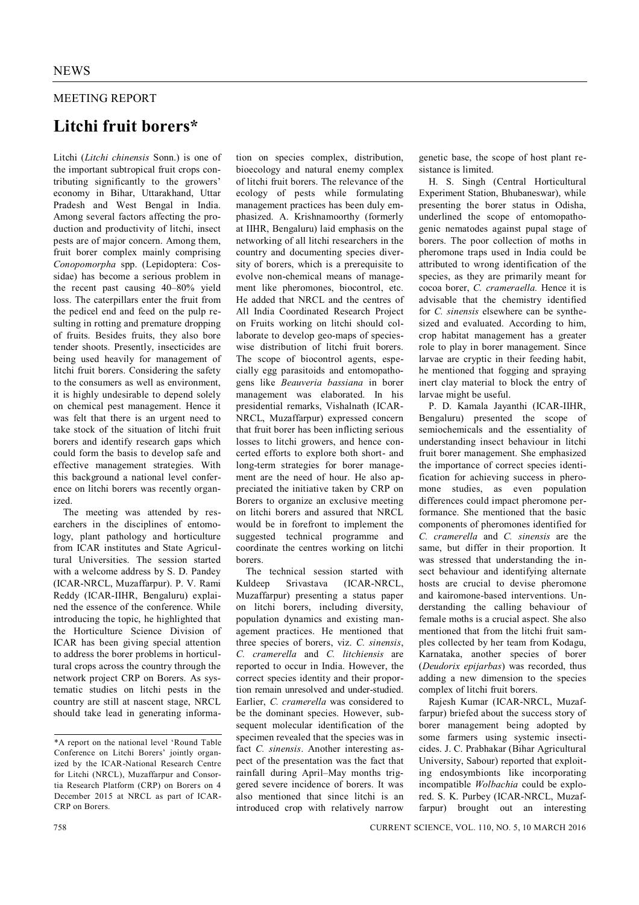NEWS

MEETING REPORT

# Litchi fruit borers*

Litchi (*Litchi chinensis* Sonn.) is one of the important subtropical fruit crops contributing significantly to the growers' economy in Bihar, Uttarakhand, Uttar Pradesh and West Bengal in India. Among several factors affecting the production and productivity of litchi, insect pests are of major concern. Among them, fruit borer complex mainly comprising *Conopomorpha* spp. (Lepidoptera: Cossidae) has become a serious problem in the recent past causing 40–80% yield loss. The caterpillars enter the fruit from the pedicel end and feed on the pulp resulting in rotting and premature dropping of fruits. Besides fruits, they also bore tender shoots. Presently, insecticides are being used heavily for management of litchi fruit borers. Considering the safety to the consumers as well as environment, it is highly undesirable to depend solely on chemical pest management. Hence it was felt that there is an urgent need to take stock of the situation of litchi fruit borers and identify research gaps which could form the basis to develop safe and effective management strategies. With this background a national level conference on litchi borers was recently organized.

The meeting was attended by researchers in the disciplines of entomology, plant pathology and horticulture from ICAR institutes and State Agricultural Universities. The session started with a welcome address by S. D. Pandey (ICAR-NRCL, Muzaffarpur). P. V. Rami Reddy (ICAR-IIHR, Bengaluru) explained the essence of the conference. While introducing the topic, he highlighted that the Horticulture Science Division of ICAR has been giving special attention to address the borer problems in horticultural crops across the country through the network project CRP on Borers. As systematic studies on litchi pests in the country are still at nascent stage, NRCL should take lead in generating information on species complex, distribution, bioecology and natural enemy complex of litchi fruit borers. The relevance of the ecology of pests while formulating management practices has been duly emphasized. A. Krishnamoorthy (formerly at IIHR, Bengaluru) laid emphasis on the networking of all litchi researchers in the country and documenting species diversity of borers, which is a prerequisite to evolve non-chemical means of management like pheromones, biocontrol, etc. He added that NRCL and the centres of All India Coordinated Research Project on Fruits working on litchi should collaborate to develop geo-maps of species-wise distribution of litchi fruit borers. The scope of biocontrol agents, especially egg parasitoids and entomopathogens like *Beauveria bassiana* in borer management was elaborated. In his presidential remarks, Vishalnath (ICAR-NRCL, Muzaffarpur) expressed concern that fruit borer has been inflicting serious losses to litchi growers, and hence concerted efforts to explore both short- and long-term strategies for borer management are the need of hour. He also appreciated the initiative taken by CRP on Borers to organize an exclusive meeting on litchi borers and assured that NRCL would be in forefront to implement the suggested technical programme and coordinate the centres working on litchi borers.

The technical session started with Kuldeep Srivastava (ICAR-NRCL, Muzaffarpur) presenting a status paper on litchi borers, including diversity, population dynamics and existing management practices. He mentioned that three species of borers, viz. *C. sinensis*, *C. cramerella* and *C. litchiensis* are reported to occur in India. However, the correct species identity and their proportion remain unresolved and under-studied. Earlier, *C. cramerella* was considered to be the dominant species. However, subsequent molecular identification of the specimen revealed that the species was in fact *C. sinensis*. Another interesting aspect of the presentation was the fact that rainfall during April–May months triggered severe incidence of borers. It was also mentioned that since litchi is an introduced crop with relatively narrow genetic base, the scope of host plant resistance is limited.

H. S. Singh (Central Horticultural Experiment Station, Bhubaneswar), while presenting the borer status in Odisha, underlined the scope of entomopathogenic nematodes against pupal stage of borers. The poor collection of moths in pheromone traps used in India could be attributed to wrong identification of the species, as they are primarily meant for cocoa borer, *C. crameraella.* Hence it is advisable that the chemistry identified for *C. sinensis* elsewhere can be synthesized and evaluated. According to him, crop habitat management has a greater role to play in borer management. Since larvae are cryptic in their feeding habit, he mentioned that fogging and spraying inert clay material to block the entry of larvae might be useful.

P. D. Kamala Jayanthi (ICAR-IIHR, Bengaluru) presented the scope of semiochemicals and the essentiality of understanding insect behaviour in litchi fruit borer management. She emphasized the importance of correct species identification for achieving success in pheromone studies, as even population differences could impact pheromone performance. She mentioned that the basic components of pheromones identified for *C. cramerella* and *C. sinensis* are the same, but differ in their proportion. It was stressed that understanding the insect behaviour and identifying alternate hosts are crucial to devise pheromone and kairomone-based interventions. Understanding the calling behaviour of female moths is a crucial aspect. She also mentioned that from the litchi fruit samples collected by her team from Kodagu, Karnataka, another species of borer (*Deudorix epijarbas*) was recorded, thus adding a new dimension to the species complex of litchi fruit borers.

Rajesh Kumar (ICAR-NRCL, Muzaffarpur) briefed about the success story of borer management being adopted by some farmers using systemic insecticides. J. C. Prabhakar (Bihar Agricultural University, Sabour) reported that exploiting endosymbionts like incorporating incompatible *Wolbachia* could be explored. S. K. Purbey (ICAR-NRCL, Muzaffarpur) brought out an interesting

---

*A report on the national level 'Round Table Conference on Litchi Borers' jointly organized by the ICAR-National Research Centre for Litchi (NRCL), Muzaffarpur and Consortia Research Platform (CRP) on Borers on 4 December 2015 at NRCL as part of ICAR-CRP on Borers.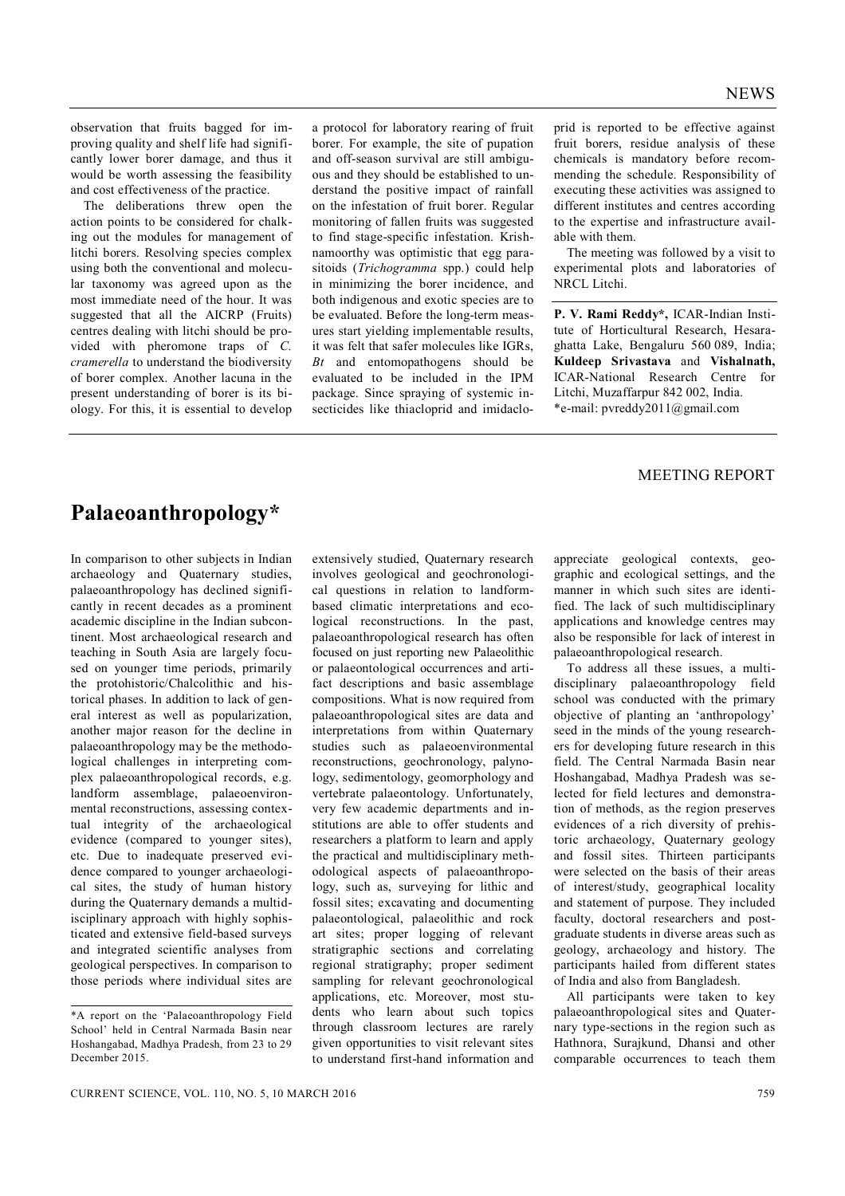observation that fruits bagged for improving quality and shelf life had significantly lower borer damage, and thus it would be worth assessing the feasibility and cost effectiveness of the practice.

The deliberations threw open the action points to be considered for chalking out the modules for management of litchi borers. Resolving species complex using both the conventional and molecular taxonomy was agreed upon as the most immediate need of the hour. It was suggested that all the AICRP (Fruits) centres dealing with litchi should be provided with pheromone traps of *C. cramerella* to understand the biodiversity of borer complex. Another lacuna in the present understanding of borer is its biology. For this, it is essential to develop a protocol for laboratory rearing of fruit borer. For example, the site of pupation and off-season survival are still ambiguous and they should be established to understand the positive impact of rainfall on the infestation of fruit borer. Regular monitoring of fallen fruits was suggested to find stage-specific infestation. Krishnamoorthy was optimistic that egg parasitoids (*Trichogramma* spp.) could help in minimizing the borer incidence, and both indigenous and exotic species are to be evaluated. Before the long-term measures start yielding implementable results, it was felt that safer molecules like IGRs, *Bt* and entomopathogens should be evaluated to be included in the IPM package. Since spraying of systemic insecticides like thiacloprid and imidacloprid is reported to be effective against fruit borers, residue analysis of these chemicals is mandatory before recommending the schedule. Responsibility of executing these activities was assigned to different institutes and centres according to the expertise and infrastructure available with them.

The meeting was followed by a visit to experimental plots and laboratories of NRCL Litchi.

**P. V. Rami Reddy\*,** ICAR-Indian Institute of Horticultural Research, Hesaraghatta Lake, Bengaluru 560 089, India; **Kuldeep Srivastava** and **Vishalnath,** ICAR-National Research Centre for Litchi, Muzaffarpur 842 002, India.
\*e-mail: pvreddy2011@gmail.com

MEETING REPORT

# Palaeoanthropology*

In comparison to other subjects in Indian archaeology and Quaternary studies, palaeoanthropology has declined significantly in recent decades as a prominent academic discipline in the Indian subcontinent. Most archaeological research and teaching in South Asia are largely focused on younger time periods, primarily the protohistoric/Chalcolithic and historical phases. In addition to lack of general interest as well as popularization, another major reason for the decline in palaeoanthropology may be the methodological challenges in interpreting complex palaeoanthropological records, e.g. landform assemblage, palaeoenvironmental reconstructions, assessing contextual integrity of the archaeological evidence (compared to younger sites), etc. Due to inadequate preserved evidence compared to younger archaeological sites, the study of human history during the Quaternary demands a multidisciplinary approach with highly sophisticated and extensive field-based surveys and integrated scientific analyses from geological perspectives. In comparison to those periods where individual sites are extensively studied, Quaternary research involves geological and geochronological questions in relation to landform-based climatic interpretations and ecological reconstructions. In the past, palaeoanthropological research has often focused on just reporting new Palaeolithic or palaeontological occurrences and artifact descriptions and basic assemblage compositions. What is now required from palaeoanthropological sites are data and interpretations from within Quaternary studies such as palaeoenvironmental reconstructions, geochronology, palynology, sedimentology, geomorphology and vertebrate palaeontology. Unfortunately, very few academic departments and institutions are able to offer students and researchers a platform to learn and apply the practical and multidisciplinary methodological aspects of palaeoanthropology, such as, surveying for lithic and fossil sites; excavating and documenting palaeontological, palaeolithic and rock art sites; proper logging of relevant stratigraphic sections and correlating regional stratigraphy; proper sediment sampling for relevant geochronological applications, etc. Moreover, most students who learn about such topics through classroom lectures are rarely given opportunities to visit relevant sites to understand first-hand information and appreciate geological contexts, geographic and ecological settings, and the manner in which such sites are identified. The lack of such multidisciplinary applications and knowledge centres may also be responsible for lack of interest in palaeoanthropological research.

To address all these issues, a multidisciplinary palaeoanthropology field school was conducted with the primary objective of planting an 'anthropology' seed in the minds of the young researchers for developing future research in this field. The Central Narmada Basin near Hoshangabad, Madhya Pradesh was selected for field lectures and demonstration of methods, as the region preserves evidences of a rich diversity of prehistoric archaeology, Quaternary geology and fossil sites. Thirteen participants were selected on the basis of their areas of interest/study, geographical locality and statement of purpose. They included faculty, doctoral researchers and postgraduate students in diverse areas such as geology, archaeology and history. The participants hailed from different states of India and also from Bangladesh.

All participants were taken to key palaeoanthropological sites and Quaternary type-sections in the region such as Hathnora, Surajkund, Dhansi and other comparable occurrences to teach them

\*A report on the 'Palaeoanthropology Field School' held in Central Narmada Basin near Hoshangabad, Madhya Pradesh, from 23 to 29 December 2015.